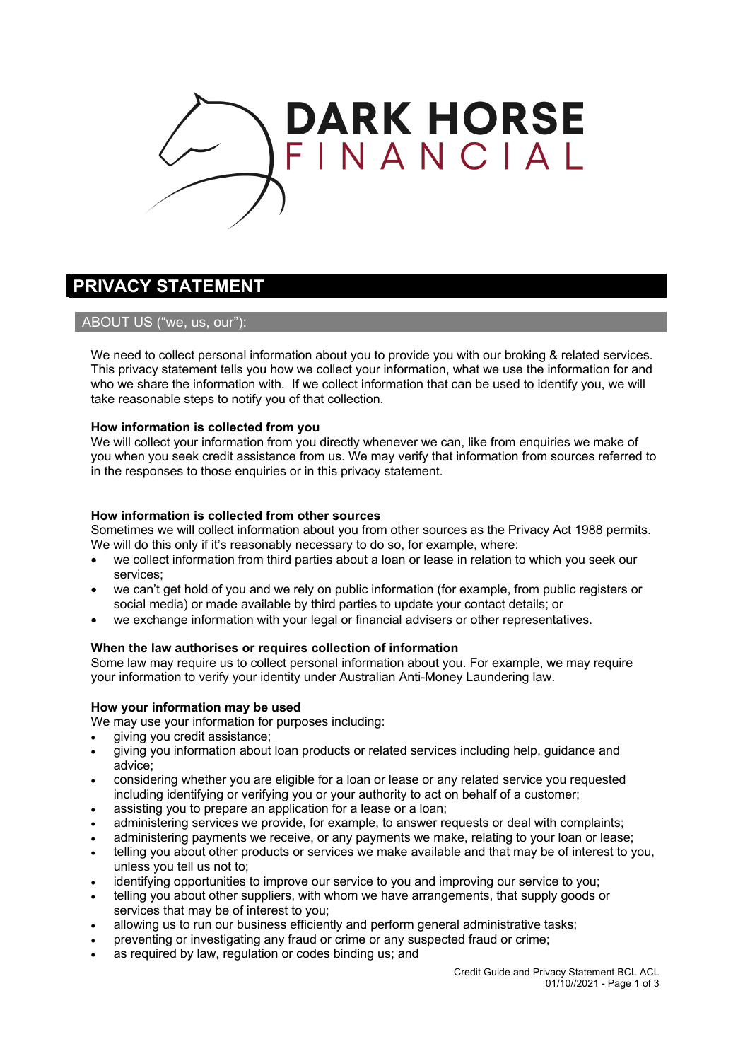# DARK HORSE FINANCIAL

## PRIVACY STATEMENT

### ABOUT US ("we, us, our"):

We need to collect personal information about you to provide you with our broking & related services. This privacy statement tells you how we collect your information, what we use the information for and who we share the information with. If we collect information that can be used to identify you, we will take reasonable steps to notify you of that collection.

**How information is collected from you**

We will collect your information from you directly whenever we can, like from enquiries we make of you when you seek credit assistance from us. We may verify that information from sources referred to in the responses to those enquiries or in this privacy statement.

**How information is collected from other sources**

Sometimes we will collect information about you from other sources as the Privacy Act 1988 permits. We will do this only if it's reasonably necessary to do so, for example, where:

- we collect information from third parties about a loan or lease in relation to which you seek our services;
- we can't get hold of you and we rely on public information (for example, from public registers or social media) or made available by third parties to update your contact details; or
- we exchange information with your legal or financial advisers or other representatives.

**When the law authorises or requires collection of information**

Some law may require us to collect personal information about you. For example, we may require your information to verify your identity under Australian Anti-Money Laundering law.

**How your information may be used**

We may use your information for purposes including:

- giving you credit assistance;
- giving you information about loan products or related services including help, guidance and advice;
- considering whether you are eligible for a loan or lease or any related service you requested including identifying or verifying you or your authority to act on behalf of a customer;
- assisting you to prepare an application for a lease or a loan;
- administering services we provide, for example, to answer requests or deal with complaints;
- administering payments we receive, or any payments we make, relating to your loan or lease;
- telling you about other products or services we make available and that may be of interest to you, unless you tell us not to;
- identifying opportunities to improve our service to you and improving our service to you;
- telling you about other suppliers, with whom we have arrangements, that supply goods or services that may be of interest to you;
- allowing us to run our business efficiently and perform general administrative tasks;
- preventing or investigating any fraud or crime or any suspected fraud or crime;
- as required by law, regulation or codes binding us; and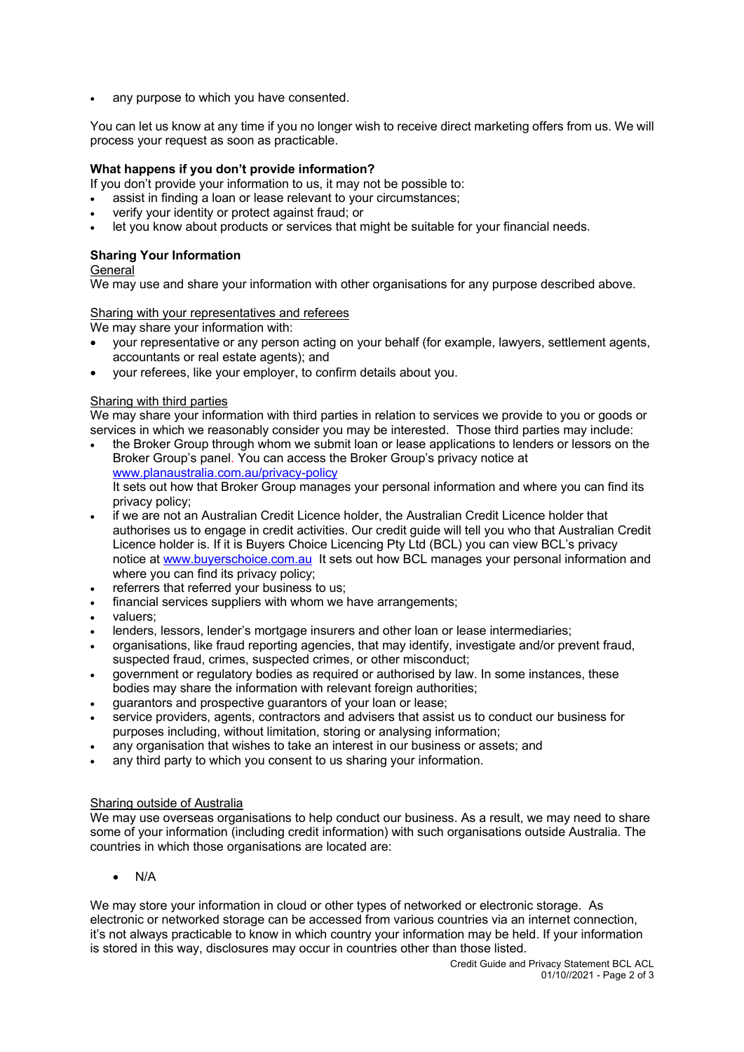- any purpose to which you have consented.

You can let us know at any time if you no longer wish to receive direct marketing offers from us. We will process your request as soon as practicable.

**What happens if you don't provide information?**

If you don't provide your information to us, it may not be possible to:

- assist in finding a loan or lease relevant to your circumstances;
- verify your identity or protect against fraud; or
- let you know about products or services that might be suitable for your financial needs.

**Sharing Your Information**

General

We may use and share your information with other organisations for any purpose described above.

Sharing with your representatives and referees

We may share your information with:

- your representative or any person acting on your behalf (for example, lawyers, settlement agents, accountants or real estate agents); and
- your referees, like your employer, to confirm details about you.

Sharing with third parties

We may share your information with third parties in relation to services we provide to you or goods or services in which we reasonably consider you may be interested. Those third parties may include:

- the Broker Group through whom we submit loan or lease applications to lenders or lessors on the Broker Group's panel. You can access the Broker Group's privacy notice at www.planaustralia.com.au/privacy-policy
  It sets out how that Broker Group manages your personal information and where you can find its privacy policy;
- if we are not an Australian Credit Licence holder, the Australian Credit Licence holder that authorises us to engage in credit activities. Our credit guide will tell you who that Australian Credit Licence holder is. If it is Buyers Choice Licencing Pty Ltd (BCL) you can view BCL's privacy notice at www.buyerschoice.com.au It sets out how BCL manages your personal information and where you can find its privacy policy;
- referrers that referred your business to us;
- financial services suppliers with whom we have arrangements;
- valuers;
- lenders, lessors, lender's mortgage insurers and other loan or lease intermediaries;
- organisations, like fraud reporting agencies, that may identify, investigate and/or prevent fraud, suspected fraud, crimes, suspected crimes, or other misconduct;
- government or regulatory bodies as required or authorised by law. In some instances, these bodies may share the information with relevant foreign authorities;
- guarantors and prospective guarantors of your loan or lease;
- service providers, agents, contractors and advisers that assist us to conduct our business for purposes including, without limitation, storing or analysing information;
- any organisation that wishes to take an interest in our business or assets; and
- any third party to which you consent to us sharing your information.

Sharing outside of Australia

We may use overseas organisations to help conduct our business. As a result, we may need to share some of your information (including credit information) with such organisations outside Australia. The countries in which those organisations are located are:

- N/A

We may store your information in cloud or other types of networked or electronic storage. As electronic or networked storage can be accessed from various countries via an internet connection, it's not always practicable to know in which country your information may be held. If your information is stored in this way, disclosures may occur in countries other than those listed.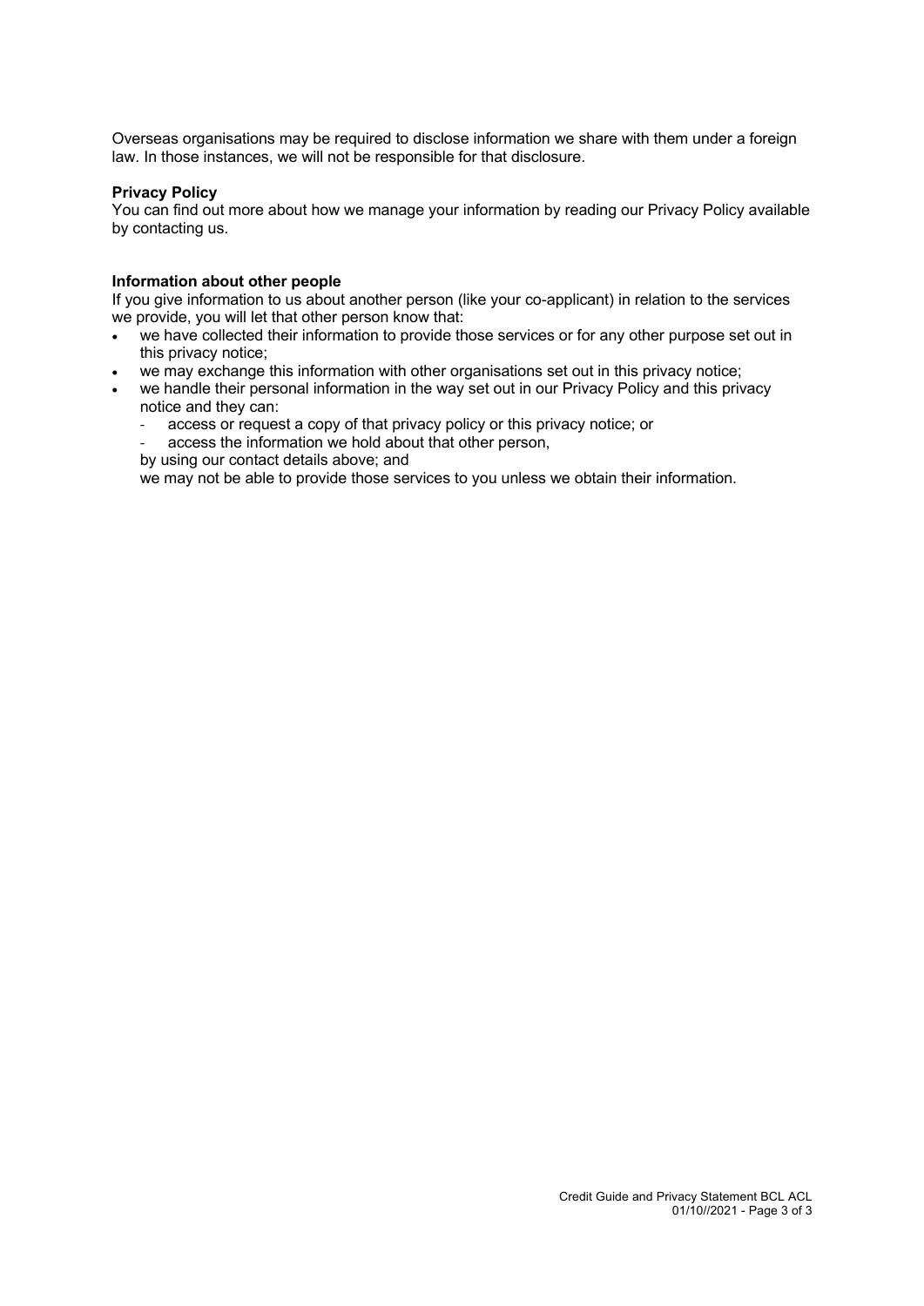Overseas organisations may be required to disclose information we share with them under a foreign law. In those instances, we will not be responsible for that disclosure.

**Privacy Policy**

You can find out more about how we manage your information by reading our Privacy Policy available by contacting us.

**Information about other people**

If you give information to us about another person (like your co-applicant) in relation to the services we provide, you will let that other person know that:

- we have collected their information to provide those services or for any other purpose set out in this privacy notice;
- we may exchange this information with other organisations set out in this privacy notice;
- we handle their personal information in the way set out in our Privacy Policy and this privacy notice and they can:
  - access or request a copy of that privacy policy or this privacy notice; or
  - access the information we hold about that other person,

  by using our contact details above; and

  we may not be able to provide those services to you unless we obtain their information.